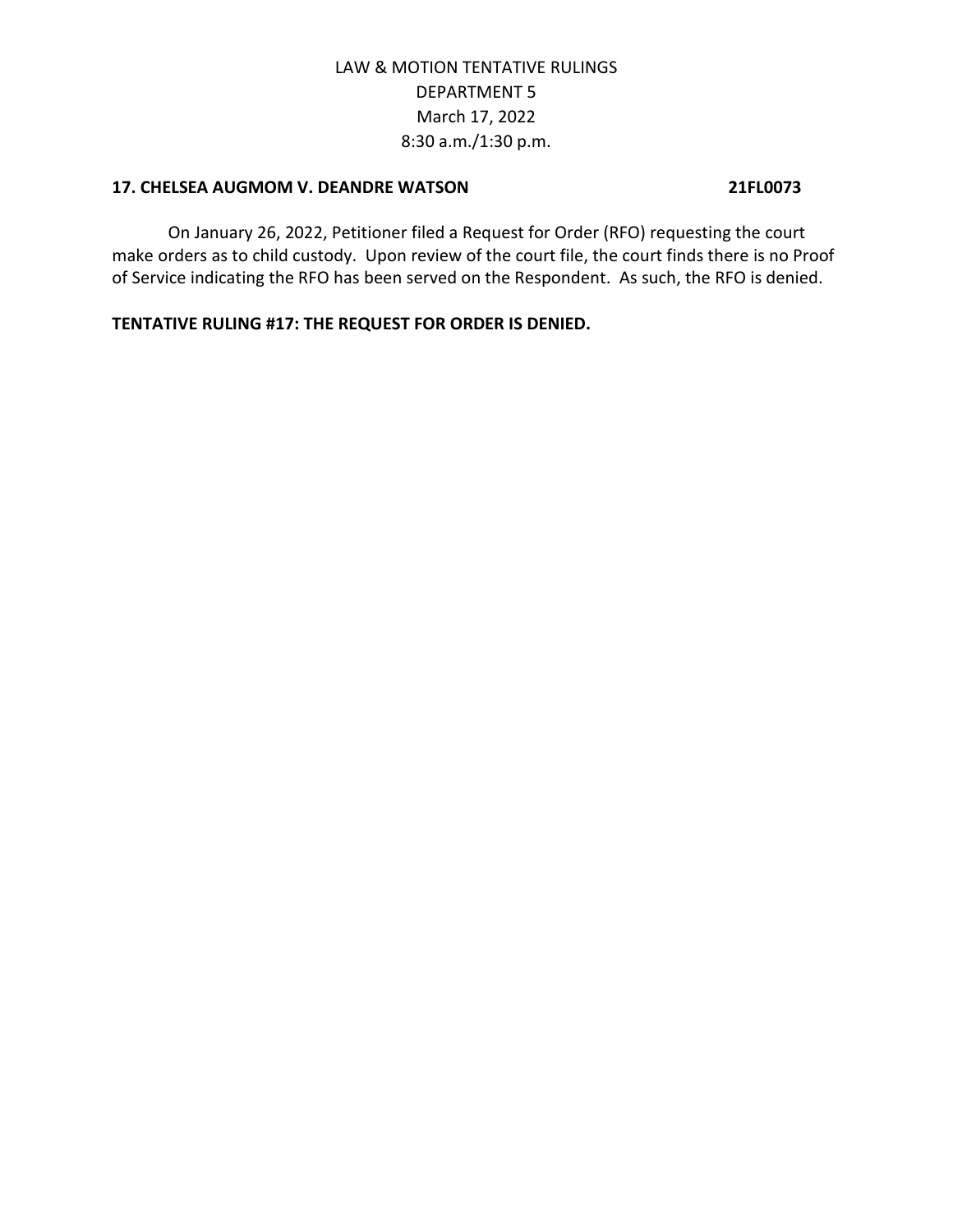LAW & MOTION TENTATIVE RULINGS
DEPARTMENT 5
March 17, 2022
8:30 a.m./1:30 p.m.

**17. CHELSEA AUGMOM V. DEANDRE WATSON 21FL0073**

On January 26, 2022, Petitioner filed a Request for Order (RFO) requesting the court make orders as to child custody. Upon review of the court file, the court finds there is no Proof of Service indicating the RFO has been served on the Respondent. As such, the RFO is denied.

**TENTATIVE RULING #17: THE REQUEST FOR ORDER IS DENIED.**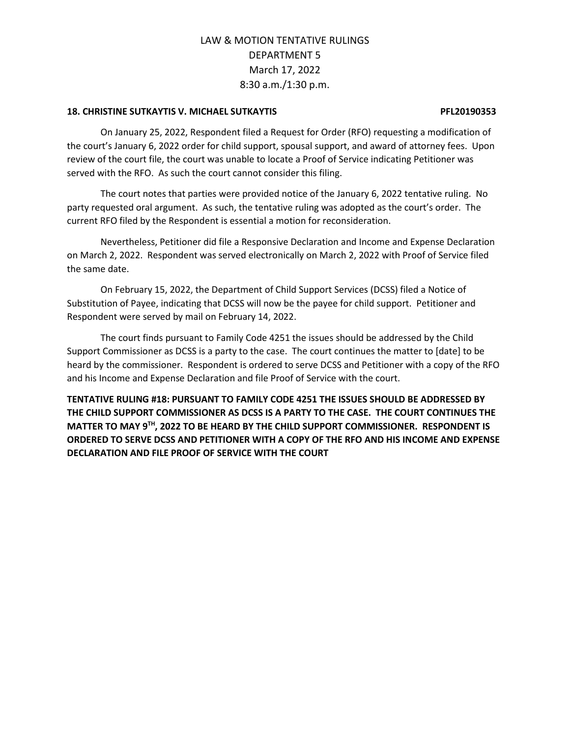# LAW & MOTION TENTATIVE RULINGS
## DEPARTMENT 5
## March 17, 2022
## 8:30 a.m./1:30 p.m.

**18. CHRISTINE SUTKAYTIS V. MICHAEL SUTKAYTIS PFL20190353**

On January 25, 2022, Respondent filed a Request for Order (RFO) requesting a modification of the court's January 6, 2022 order for child support, spousal support, and award of attorney fees. Upon review of the court file, the court was unable to locate a Proof of Service indicating Petitioner was served with the RFO. As such the court cannot consider this filing.

The court notes that parties were provided notice of the January 6, 2022 tentative ruling. No party requested oral argument. As such, the tentative ruling was adopted as the court's order. The current RFO filed by the Respondent is essential a motion for reconsideration.

Nevertheless, Petitioner did file a Responsive Declaration and Income and Expense Declaration on March 2, 2022. Respondent was served electronically on March 2, 2022 with Proof of Service filed the same date.

On February 15, 2022, the Department of Child Support Services (DCSS) filed a Notice of Substitution of Payee, indicating that DCSS will now be the payee for child support. Petitioner and Respondent were served by mail on February 14, 2022.

The court finds pursuant to Family Code 4251 the issues should be addressed by the Child Support Commissioner as DCSS is a party to the case. The court continues the matter to [date] to be heard by the commissioner. Respondent is ordered to serve DCSS and Petitioner with a copy of the RFO and his Income and Expense Declaration and file Proof of Service with the court.

**TENTATIVE RULING #18: PURSUANT TO FAMILY CODE 4251 THE ISSUES SHOULD BE ADDRESSED BY THE CHILD SUPPORT COMMISSIONER AS DCSS IS A PARTY TO THE CASE. THE COURT CONTINUES THE MATTER TO MAY 9TH, 2022 TO BE HEARD BY THE CHILD SUPPORT COMMISSIONER. RESPONDENT IS ORDERED TO SERVE DCSS AND PETITIONER WITH A COPY OF THE RFO AND HIS INCOME AND EXPENSE DECLARATION AND FILE PROOF OF SERVICE WITH THE COURT**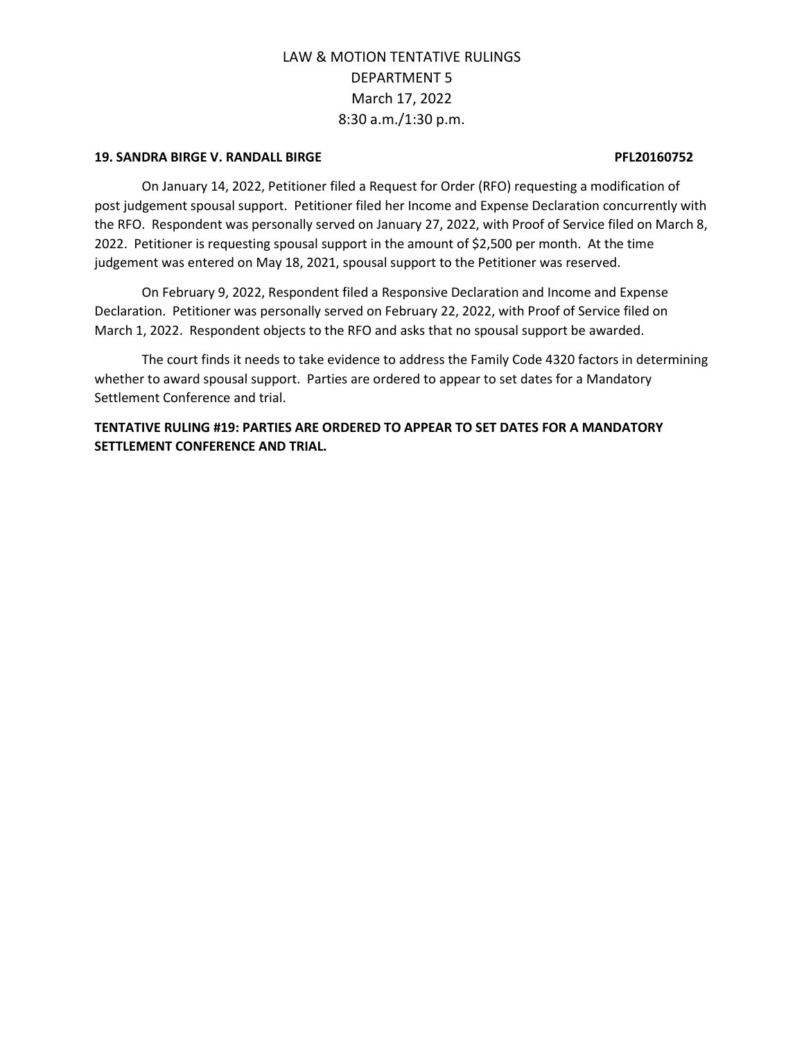# LAW & MOTION TENTATIVE RULINGS
## DEPARTMENT 5
## March 17, 2022
## 8:30 a.m./1:30 p.m.

**19. SANDRA BIRGE V. RANDALL BIRGE PFL20160752**

On January 14, 2022, Petitioner filed a Request for Order (RFO) requesting a modification of post judgement spousal support. Petitioner filed her Income and Expense Declaration concurrently with the RFO. Respondent was personally served on January 27, 2022, with Proof of Service filed on March 8, 2022. Petitioner is requesting spousal support in the amount of $2,500 per month. At the time judgement was entered on May 18, 2021, spousal support to the Petitioner was reserved.

On February 9, 2022, Respondent filed a Responsive Declaration and Income and Expense Declaration. Petitioner was personally served on February 22, 2022, with Proof of Service filed on March 1, 2022. Respondent objects to the RFO and asks that no spousal support be awarded.

The court finds it needs to take evidence to address the Family Code 4320 factors in determining whether to award spousal support. Parties are ordered to appear to set dates for a Mandatory Settlement Conference and trial.

**TENTATIVE RULING #19: PARTIES ARE ORDERED TO APPEAR TO SET DATES FOR A MANDATORY SETTLEMENT CONFERENCE AND TRIAL.**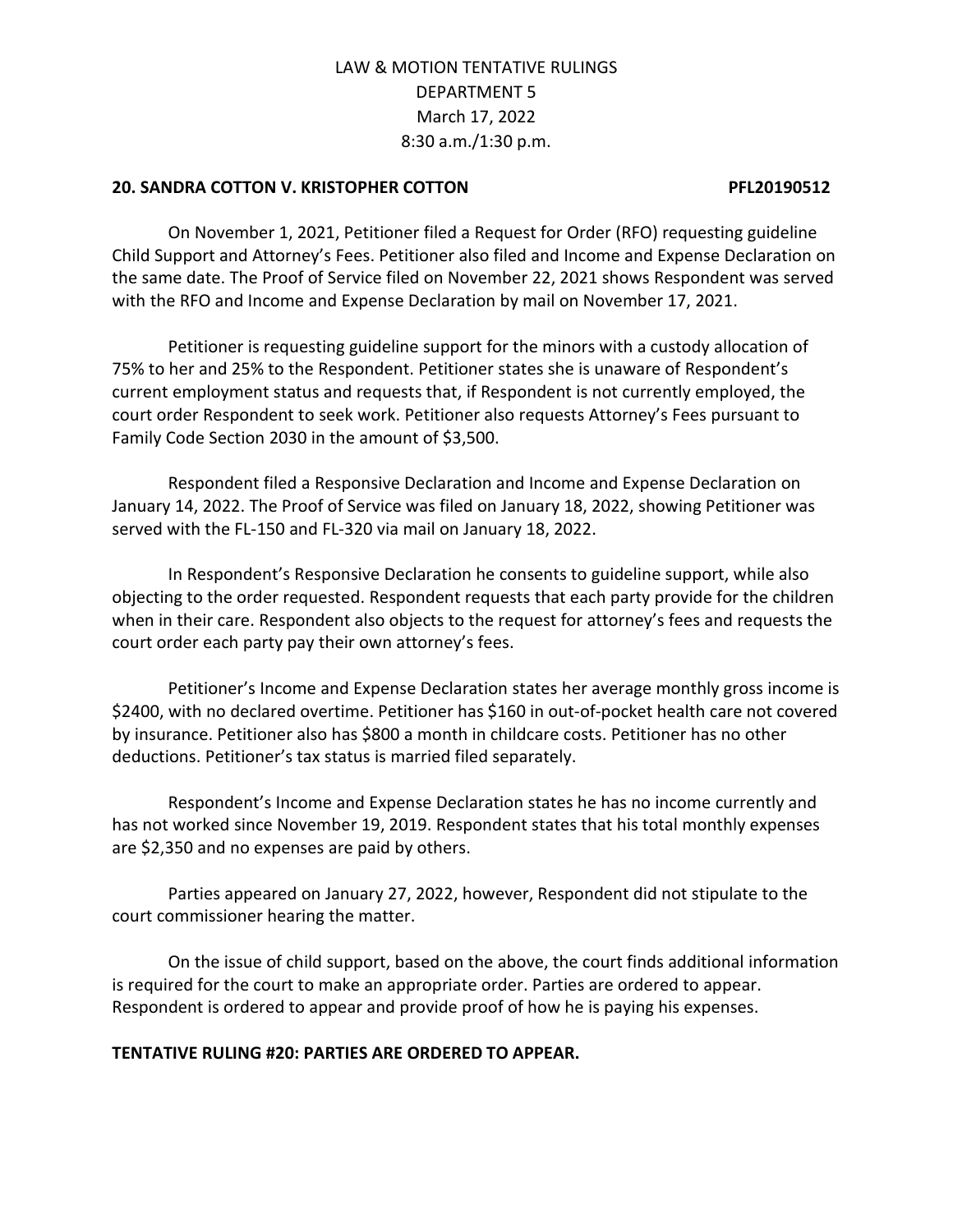LAW & MOTION TENTATIVE RULINGS
DEPARTMENT 5
March 17, 2022
8:30 a.m./1:30 p.m.

**20. SANDRA COTTON V. KRISTOPHER COTTON PFL20190512**

On November 1, 2021, Petitioner filed a Request for Order (RFO) requesting guideline Child Support and Attorney's Fees. Petitioner also filed and Income and Expense Declaration on the same date. The Proof of Service filed on November 22, 2021 shows Respondent was served with the RFO and Income and Expense Declaration by mail on November 17, 2021.

Petitioner is requesting guideline support for the minors with a custody allocation of 75% to her and 25% to the Respondent. Petitioner states she is unaware of Respondent's current employment status and requests that, if Respondent is not currently employed, the court order Respondent to seek work. Petitioner also requests Attorney's Fees pursuant to Family Code Section 2030 in the amount of $3,500.

Respondent filed a Responsive Declaration and Income and Expense Declaration on January 14, 2022. The Proof of Service was filed on January 18, 2022, showing Petitioner was served with the FL-150 and FL-320 via mail on January 18, 2022.

In Respondent's Responsive Declaration he consents to guideline support, while also objecting to the order requested. Respondent requests that each party provide for the children when in their care. Respondent also objects to the request for attorney's fees and requests the court order each party pay their own attorney's fees.

Petitioner's Income and Expense Declaration states her average monthly gross income is $2400, with no declared overtime. Petitioner has $160 in out-of-pocket health care not covered by insurance. Petitioner also has $800 a month in childcare costs. Petitioner has no other deductions. Petitioner's tax status is married filed separately.

Respondent's Income and Expense Declaration states he has no income currently and has not worked since November 19, 2019. Respondent states that his total monthly expenses are $2,350 and no expenses are paid by others.

Parties appeared on January 27, 2022, however, Respondent did not stipulate to the court commissioner hearing the matter.

On the issue of child support, based on the above, the court finds additional information is required for the court to make an appropriate order. Parties are ordered to appear. Respondent is ordered to appear and provide proof of how he is paying his expenses.

**TENTATIVE RULING #20: PARTIES ARE ORDERED TO APPEAR.**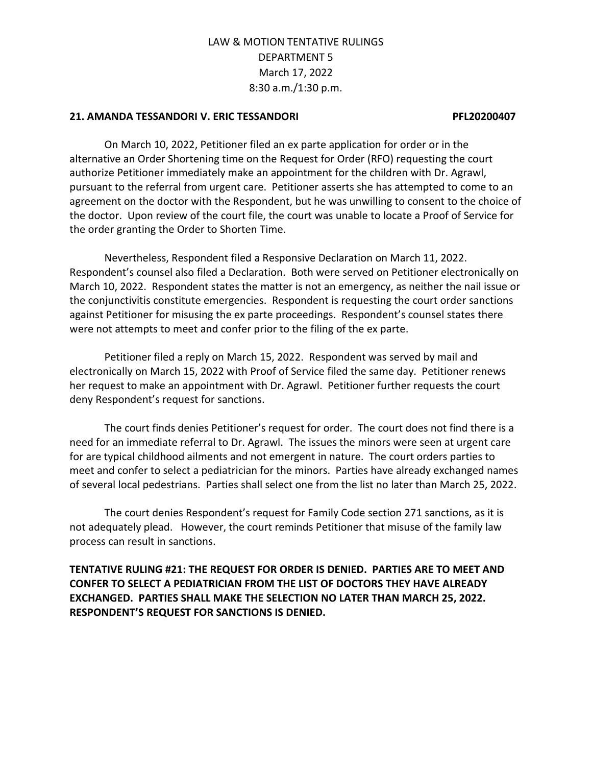LAW & MOTION TENTATIVE RULINGS
DEPARTMENT 5
March 17, 2022
8:30 a.m./1:30 p.m.

**21. AMANDA TESSANDORI V. ERIC TESSANDORI PFL20200407**

On March 10, 2022, Petitioner filed an ex parte application for order or in the alternative an Order Shortening time on the Request for Order (RFO) requesting the court authorize Petitioner immediately make an appointment for the children with Dr. Agrawl, pursuant to the referral from urgent care. Petitioner asserts she has attempted to come to an agreement on the doctor with the Respondent, but he was unwilling to consent to the choice of the doctor. Upon review of the court file, the court was unable to locate a Proof of Service for the order granting the Order to Shorten Time.

Nevertheless, Respondent filed a Responsive Declaration on March 11, 2022. Respondent's counsel also filed a Declaration. Both were served on Petitioner electronically on March 10, 2022. Respondent states the matter is not an emergency, as neither the nail issue or the conjunctivitis constitute emergencies. Respondent is requesting the court order sanctions against Petitioner for misusing the ex parte proceedings. Respondent's counsel states there were not attempts to meet and confer prior to the filing of the ex parte.

Petitioner filed a reply on March 15, 2022. Respondent was served by mail and electronically on March 15, 2022 with Proof of Service filed the same day. Petitioner renews her request to make an appointment with Dr. Agrawl. Petitioner further requests the court deny Respondent's request for sanctions.

The court finds denies Petitioner's request for order. The court does not find there is a need for an immediate referral to Dr. Agrawl. The issues the minors were seen at urgent care for are typical childhood ailments and not emergent in nature. The court orders parties to meet and confer to select a pediatrician for the minors. Parties have already exchanged names of several local pedestrians. Parties shall select one from the list no later than March 25, 2022.

The court denies Respondent's request for Family Code section 271 sanctions, as it is not adequately plead. However, the court reminds Petitioner that misuse of the family law process can result in sanctions.

**TENTATIVE RULING #21: THE REQUEST FOR ORDER IS DENIED. PARTIES ARE TO MEET AND CONFER TO SELECT A PEDIATRICIAN FROM THE LIST OF DOCTORS THEY HAVE ALREADY EXCHANGED. PARTIES SHALL MAKE THE SELECTION NO LATER THAN MARCH 25, 2022. RESPONDENT'S REQUEST FOR SANCTIONS IS DENIED.**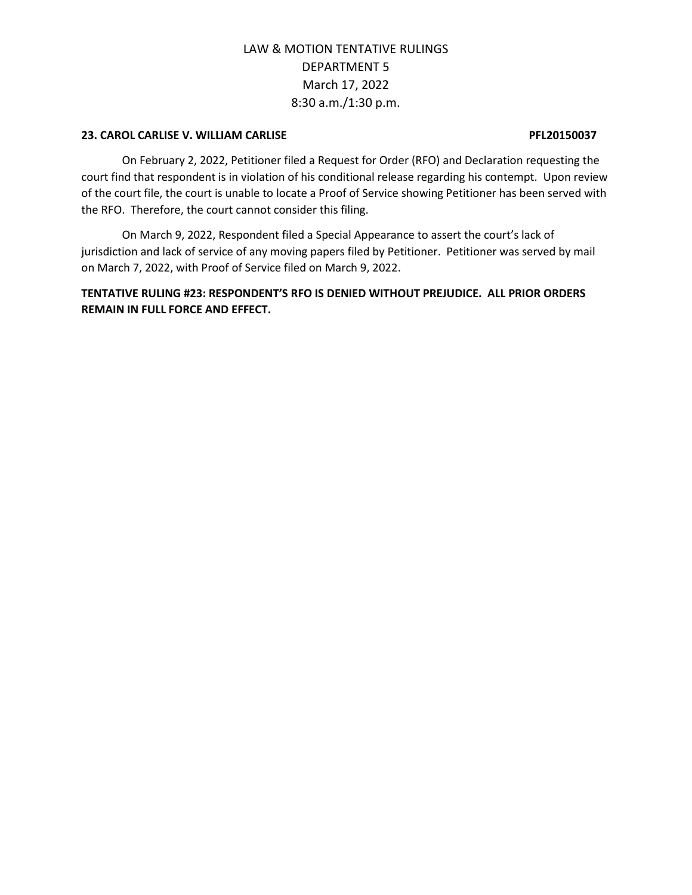LAW & MOTION TENTATIVE RULINGS
DEPARTMENT 5
March 17, 2022
8:30 a.m./1:30 p.m.

**23. CAROL CARLISE V. WILLIAM CARLISE PFL20150037**

On February 2, 2022, Petitioner filed a Request for Order (RFO) and Declaration requesting the court find that respondent is in violation of his conditional release regarding his contempt. Upon review of the court file, the court is unable to locate a Proof of Service showing Petitioner has been served with the RFO. Therefore, the court cannot consider this filing.

On March 9, 2022, Respondent filed a Special Appearance to assert the court's lack of jurisdiction and lack of service of any moving papers filed by Petitioner. Petitioner was served by mail on March 7, 2022, with Proof of Service filed on March 9, 2022.

**TENTATIVE RULING #23: RESPONDENT'S RFO IS DENIED WITHOUT PREJUDICE. ALL PRIOR ORDERS REMAIN IN FULL FORCE AND EFFECT.**